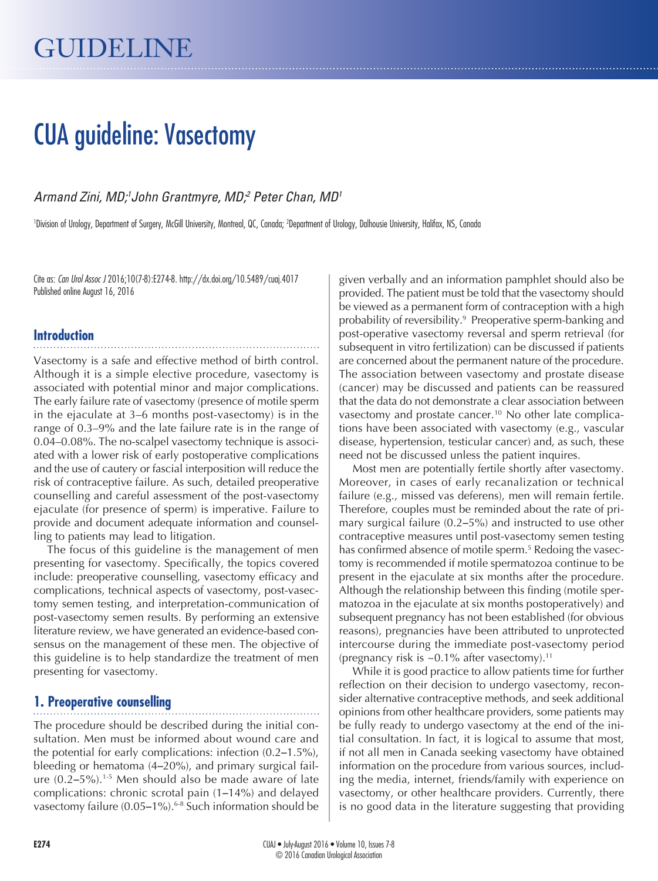GUIDELINE

# CUA guideline: Vasectomy

*Armand Zini, MD;[1] John Grantmyre, MD;[2] Peter Chan, MD[1]*

[1]Division of Urology, Department of Surgery, McGill University, Montreal, QC, Canada; [2]Department of Urology, Dalhousie University, Halifax, NS, Canada

Cite as: *Can Urol Assoc J* 2016;10(7-8):E274-8. http://dx.doi.org/10.5489/cuaj.4017
Published online August 16, 2016

## Introduction

Vasectomy is a safe and effective method of birth control. Although it is a simple elective procedure, vasectomy is associated with potential minor and major complications. The early failure rate of vasectomy (presence of motile sperm in the ejaculate at 3–6 months post-vasectomy) is in the range of 0.3–9% and the late failure rate is in the range of 0.04–0.08%. The no-scalpel vasectomy technique is associated with a lower risk of early postoperative complications and the use of cautery or fascial interposition will reduce the risk of contraceptive failure. As such, detailed preoperative counselling and careful assessment of the post-vasectomy ejaculate (for presence of sperm) is imperative. Failure to provide and document adequate information and counselling to patients may lead to litigation.

The focus of this guideline is the management of men presenting for vasectomy. Specifically, the topics covered include: preoperative counselling, vasectomy efficacy and complications, technical aspects of vasectomy, post-vasectomy semen testing, and interpretation-communication of post-vasectomy semen results. By performing an extensive literature review, we have generated an evidence-based consensus on the management of these men. The objective of this guideline is to help standardize the treatment of men presenting for vasectomy.

## 1. Preoperative counselling

The procedure should be described during the initial consultation. Men must be informed about wound care and the potential for early complications: infection (0.2–1.5%), bleeding or hematoma (4–20%), and primary surgical failure (0.2–5%).[1-5] Men should also be made aware of late complications: chronic scrotal pain (1–14%) and delayed vasectomy failure (0.05–1%).[6-8] Such information should be given verbally and an information pamphlet should also be provided. The patient must be told that the vasectomy should be viewed as a permanent form of contraception with a high probability of reversibility.[9] Preoperative sperm-banking and post-operative vasectomy reversal and sperm retrieval (for subsequent in vitro fertilization) can be discussed if patients are concerned about the permanent nature of the procedure. The association between vasectomy and prostate disease (cancer) may be discussed and patients can be reassured that the data do not demonstrate a clear association between vasectomy and prostate cancer.[10] No other late complications have been associated with vasectomy (e.g., vascular disease, hypertension, testicular cancer) and, as such, these need not be discussed unless the patient inquires.

Most men are potentially fertile shortly after vasectomy. Moreover, in cases of early recanalization or technical failure (e.g., missed vas deferens), men will remain fertile. Therefore, couples must be reminded about the rate of primary surgical failure (0.2–5%) and instructed to use other contraceptive measures until post-vasectomy semen testing has confirmed absence of motile sperm.[5] Redoing the vasectomy is recommended if motile spermatozoa continue to be present in the ejaculate at six months after the procedure. Although the relationship between this finding (motile spermatozoa in the ejaculate at six months postoperatively) and subsequent pregnancy has not been established (for obvious reasons), pregnancies have been attributed to unprotected intercourse during the immediate post-vasectomy period (pregnancy risk is ~0.1% after vasectomy).[11]

While it is good practice to allow patients time for further reflection on their decision to undergo vasectomy, reconsider alternative contraceptive methods, and seek additional opinions from other healthcare providers, some patients may be fully ready to undergo vasectomy at the end of the initial consultation. In fact, it is logical to assume that most, if not all men in Canada seeking vasectomy have obtained information on the procedure from various sources, including the media, internet, friends/family with experience on vasectomy, or other healthcare providers. Currently, there is no good data in the literature suggesting that providing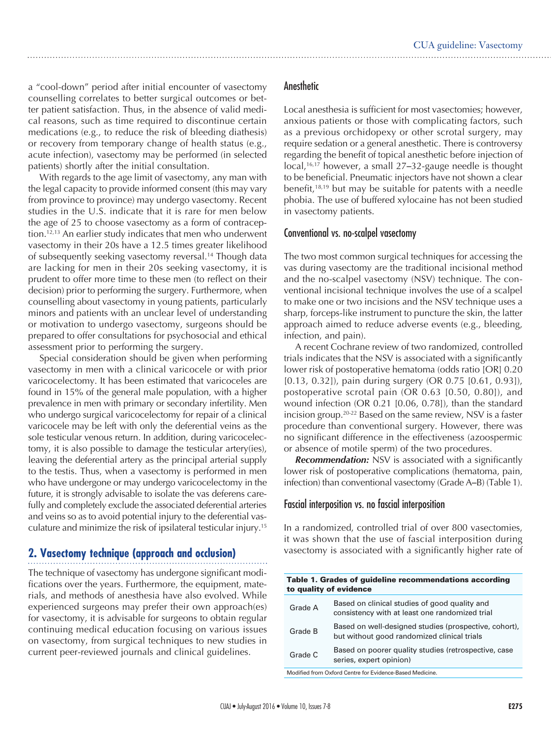a "cool-down" period after initial encounter of vasectomy counselling correlates to better surgical outcomes or better patient satisfaction. Thus, in the absence of valid medical reasons, such as time required to discontinue certain medications (e.g., to reduce the risk of bleeding diathesis) or recovery from temporary change of health status (e.g., acute infection), vasectomy may be performed (in selected patients) shortly after the initial consultation.

With regards to the age limit of vasectomy, any man with the legal capacity to provide informed consent (this may vary from province to province) may undergo vasectomy. Recent studies in the U.S. indicate that it is rare for men below the age of 25 to choose vasectomy as a form of contraception.[12,13] An earlier study indicates that men who underwent vasectomy in their 20s have a 12.5 times greater likelihood of subsequently seeking vasectomy reversal.[14] Though data are lacking for men in their 20s seeking vasectomy, it is prudent to offer more time to these men (to reflect on their decision) prior to performing the surgery. Furthermore, when counselling about vasectomy in young patients, particularly minors and patients with an unclear level of understanding or motivation to undergo vasectomy, surgeons should be prepared to offer consultations for psychosocial and ethical assessment prior to performing the surgery.

Special consideration should be given when performing vasectomy in men with a clinical varicocele or with prior varicocelectomy. It has been estimated that varicoceles are found in 15% of the general male population, with a higher prevalence in men with primary or secondary infertility. Men who undergo surgical varicocelectomy for repair of a clinical varicocele may be left with only the deferential veins as the sole testicular venous return. In addition, during varicocelectomy, it is also possible to damage the testicular artery(ies), leaving the deferential artery as the principal arterial supply to the testis. Thus, when a vasectomy is performed in men who have undergone or may undergo varicocelectomy in the future, it is strongly advisable to isolate the vas deferens carefully and completely exclude the associated deferential arteries and veins so as to avoid potential injury to the deferential vasculature and minimize the risk of ipsilateral testicular injury.[15]

## 2. Vasectomy technique (approach and occlusion)

The technique of vasectomy has undergone significant modifications over the years. Furthermore, the equipment, materials, and methods of anesthesia have also evolved. While experienced surgeons may prefer their own approach(es) for vasectomy, it is advisable for surgeons to obtain regular continuing medical education focusing on various issues on vasectomy, from surgical techniques to new studies in current peer-reviewed journals and clinical guidelines.

### Anesthetic

Local anesthesia is sufficient for most vasectomies; however, anxious patients or those with complicating factors, such as a previous orchidopexy or other scrotal surgery, may require sedation or a general anesthetic. There is controversy regarding the benefit of topical anesthetic before injection of local,[16,17] however, a small 27–32-gauge needle is thought to be beneficial. Pneumatic injectors have not shown a clear benefit,[18,19] but may be suitable for patents with a needle phobia. The use of buffered xylocaine has not been studied in vasectomy patients.

### Conventional vs. no-scalpel vasectomy

The two most common surgical techniques for accessing the vas during vasectomy are the traditional incisional method and the no-scalpel vasectomy (NSV) technique. The conventional incisional technique involves the use of a scalpel to make one or two incisions and the NSV technique uses a sharp, forceps-like instrument to puncture the skin, the latter approach aimed to reduce adverse events (e.g., bleeding, infection, and pain).

A recent Cochrane review of two randomized, controlled trials indicates that the NSV is associated with a significantly lower risk of postoperative hematoma (odds ratio [OR] 0.20 [0.13, 0.32]), pain during surgery (OR 0.75 [0.61, 0.93]), postoperative scrotal pain (OR 0.63 [0.50, 0.80]), and wound infection (OR 0.21 [0.06, 0.78]), than the standard incision group.[20-22] Based on the same review, NSV is a faster procedure than conventional surgery. However, there was no significant difference in the effectiveness (azoospermic or absence of motile sperm) of the two procedures.

***Recommendation:*** NSV is associated with a significantly lower risk of postoperative complications (hematoma, pain, infection) than conventional vasectomy (Grade A–B) (Table 1).

### Fascial interposition vs. no fascial interposition

In a randomized, controlled trial of over 800 vasectomies, it was shown that the use of fascial interposition during vasectomy is associated with a significantly higher rate of

**Table 1. Grades of guideline recommendations according to quality of evidence**

| | |
|---|---|
| Grade A | Based on clinical studies of good quality and consistency with at least one randomized trial |
| Grade B | Based on well-designed studies (prospective, cohort), but without good randomized clinical trials |
| Grade C | Based on poorer quality studies (retrospective, case series, expert opinion) |

Modified from Oxford Centre for Evidence-Based Medicine.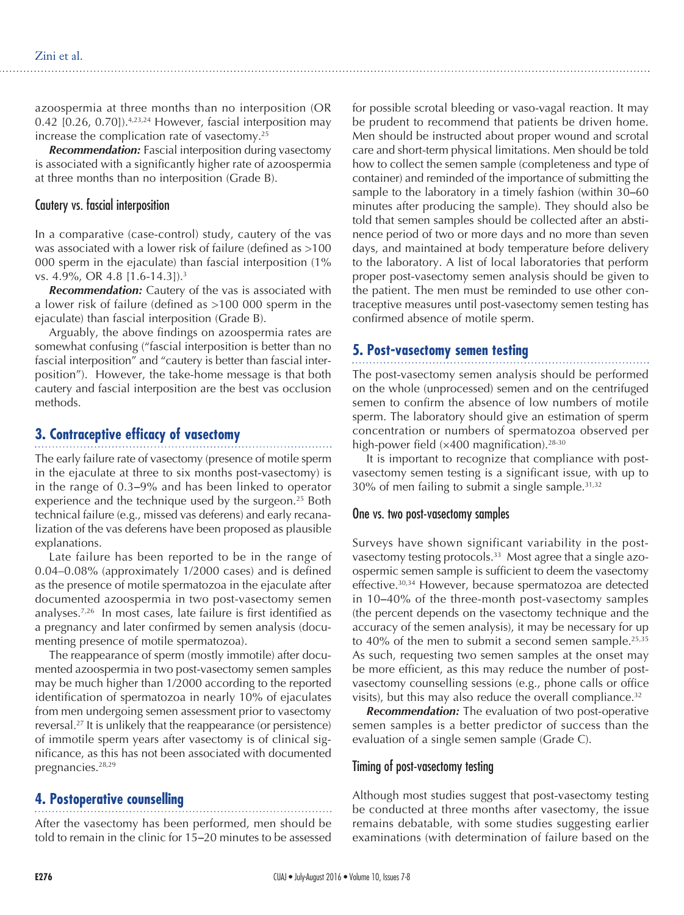azoospermia at three months than no interposition (OR 0.42 [0.26, 0.70]).[4,23,24] However, fascial interposition may increase the complication rate of vasectomy.[25]

***Recommendation:*** Fascial interposition during vasectomy is associated with a significantly higher rate of azoospermia at three months than no interposition (Grade B).

### Cautery vs. fascial interposition

In a comparative (case-control) study, cautery of the vas was associated with a lower risk of failure (defined as >100 000 sperm in the ejaculate) than fascial interposition (1% vs. 4.9%, OR 4.8 [1.6-14.3]).[3]

***Recommendation:*** Cautery of the vas is associated with a lower risk of failure (defined as >100 000 sperm in the ejaculate) than fascial interposition (Grade B).

Arguably, the above findings on azoospermia rates are somewhat confusing ("fascial interposition is better than no fascial interposition" and "cautery is better than fascial interposition"). However, the take-home message is that both cautery and fascial interposition are the best vas occlusion methods.

## 3. Contraceptive efficacy of vasectomy

The early failure rate of vasectomy (presence of motile sperm in the ejaculate at three to six months post-vasectomy) is in the range of 0.3–9% and has been linked to operator experience and the technique used by the surgeon.[25] Both technical failure (e.g., missed vas deferens) and early recanalization of the vas deferens have been proposed as plausible explanations.

Late failure has been reported to be in the range of 0.04–0.08% (approximately 1/2000 cases) and is defined as the presence of motile spermatozoa in the ejaculate after documented azoospermia in two post-vasectomy semen analyses.[7,26] In most cases, late failure is first identified as a pregnancy and later confirmed by semen analysis (documenting presence of motile spermatozoa).

The reappearance of sperm (mostly immotile) after documented azoospermia in two post-vasectomy semen samples may be much higher than 1/2000 according to the reported identification of spermatozoa in nearly 10% of ejaculates from men undergoing semen assessment prior to vasectomy reversal.[27] It is unlikely that the reappearance (or persistence) of immotile sperm years after vasectomy is of clinical significance, as this has not been associated with documented pregnancies.[28,29]

## 4. Postoperative counselling

After the vasectomy has been performed, men should be told to remain in the clinic for 15–20 minutes to be assessed for possible scrotal bleeding or vaso-vagal reaction. It may be prudent to recommend that patients be driven home. Men should be instructed about proper wound and scrotal care and short-term physical limitations. Men should be told how to collect the semen sample (completeness and type of container) and reminded of the importance of submitting the sample to the laboratory in a timely fashion (within 30–60 minutes after producing the sample). They should also be told that semen samples should be collected after an abstinence period of two or more days and no more than seven days, and maintained at body temperature before delivery to the laboratory. A list of local laboratories that perform proper post-vasectomy semen analysis should be given to the patient. The men must be reminded to use other contraceptive measures until post-vasectomy semen testing has confirmed absence of motile sperm.

## 5. Post-vasectomy semen testing

The post-vasectomy semen analysis should be performed on the whole (unprocessed) semen and on the centrifuged semen to confirm the absence of low numbers of motile sperm. The laboratory should give an estimation of sperm concentration or numbers of spermatozoa observed per high-power field (×400 magnification).[28-30]

It is important to recognize that compliance with post-vasectomy semen testing is a significant issue, with up to 30% of men failing to submit a single sample.[31,32]

### One vs. two post-vasectomy samples

Surveys have shown significant variability in the post-vasectomy testing protocols.[33] Most agree that a single azoospermic semen sample is sufficient to deem the vasectomy effective.[30,34] However, because spermatozoa are detected in 10–40% of the three-month post-vasectomy samples (the percent depends on the vasectomy technique and the accuracy of the semen analysis), it may be necessary for up to 40% of the men to submit a second semen sample.[25,35] As such, requesting two semen samples at the onset may be more efficient, as this may reduce the number of post-vasectomy counselling sessions (e.g., phone calls or office visits), but this may also reduce the overall compliance.[32]

***Recommendation:*** The evaluation of two post-operative semen samples is a better predictor of success than the evaluation of a single semen sample (Grade C).

### Timing of post-vasectomy testing

Although most studies suggest that post-vasectomy testing be conducted at three months after vasectomy, the issue remains debatable, with some studies suggesting earlier examinations (with determination of failure based on the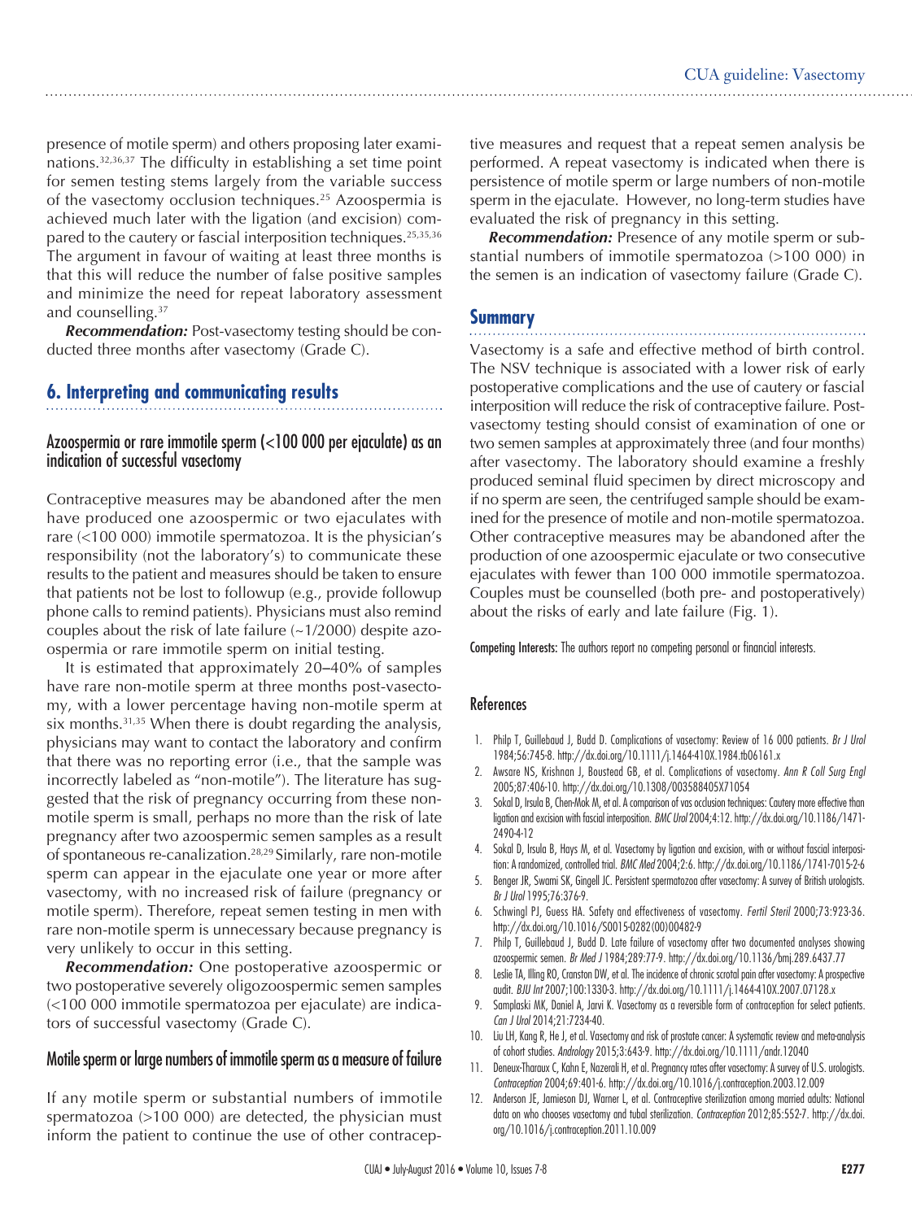presence of motile sperm) and others proposing later examinations.[32,36,37] The difficulty in establishing a set time point for semen testing stems largely from the variable success of the vasectomy occlusion techniques.[25] Azoospermia is achieved much later with the ligation (and excision) compared to the cautery or fascial interposition techniques.[25,35,36] The argument in favour of waiting at least three months is that this will reduce the number of false positive samples and minimize the need for repeat laboratory assessment and counselling.[37]

***Recommendation:*** Post-vasectomy testing should be conducted three months after vasectomy (Grade C).

## 6. Interpreting and communicating results

### Azoospermia or rare immotile sperm (<100 000 per ejaculate) as an indication of successful vasectomy

Contraceptive measures may be abandoned after the men have produced one azoospermic or two ejaculates with rare (<100 000) immotile spermatozoa. It is the physician's responsibility (not the laboratory's) to communicate these results to the patient and measures should be taken to ensure that patients not be lost to followup (e.g., provide followup phone calls to remind patients). Physicians must also remind couples about the risk of late failure (~1/2000) despite azoospermia or rare immotile sperm on initial testing.

It is estimated that approximately 20–40% of samples have rare non-motile sperm at three months post-vasectomy, with a lower percentage having non-motile sperm at six months.[31,35] When there is doubt regarding the analysis, physicians may want to contact the laboratory and confirm that there was no reporting error (i.e., that the sample was incorrectly labeled as "non-motile"). The literature has suggested that the risk of pregnancy occurring from these non-motile sperm is small, perhaps no more than the risk of late pregnancy after two azoospermic semen samples as a result of spontaneous re-canalization.[28,29] Similarly, rare non-motile sperm can appear in the ejaculate one year or more after vasectomy, with no increased risk of failure (pregnancy or motile sperm). Therefore, repeat semen testing in men with rare non-motile sperm is unnecessary because pregnancy is very unlikely to occur in this setting.

***Recommendation:*** One postoperative azoospermic or two postoperative severely oligozoospermic semen samples (<100 000 immotile spermatozoa per ejaculate) are indicators of successful vasectomy (Grade C).

### Motile sperm or large numbers of immotile sperm as a measure of failure

If any motile sperm or substantial numbers of immotile spermatozoa (>100 000) are detected, the physician must inform the patient to continue the use of other contraceptive measures and request that a repeat semen analysis be performed. A repeat vasectomy is indicated when there is persistence of motile sperm or large numbers of non-motile sperm in the ejaculate. However, no long-term studies have evaluated the risk of pregnancy in this setting.

***Recommendation:*** Presence of any motile sperm or substantial numbers of immotile spermatozoa (>100 000) in the semen is an indication of vasectomy failure (Grade C).

## Summary

Vasectomy is a safe and effective method of birth control. The NSV technique is associated with a lower risk of early postoperative complications and the use of cautery or fascial interposition will reduce the risk of contraceptive failure. Post-vasectomy testing should consist of examination of one or two semen samples at approximately three (and four months) after vasectomy. The laboratory should examine a freshly produced seminal fluid specimen by direct microscopy and if no sperm are seen, the centrifuged sample should be examined for the presence of motile and non-motile spermatozoa. Other contraceptive measures may be abandoned after the production of one azoospermic ejaculate or two consecutive ejaculates with fewer than 100 000 immotile spermatozoa. Couples must be counselled (both pre- and postoperatively) about the risks of early and late failure (Fig. 1).

Competing Interests: The authors report no competing personal or financial interests.

## References

1. Philp T, Guillebaud J, Budd D. Complications of vasectomy: Review of 16 000 patients. *Br J Urol* 1984;56:745-8. http://dx.doi.org/10.1111/j.1464-410X.1984.tb06161.x
2. Awsare NS, Krishnan J, Boustead GB, et al. Complications of vasectomy. *Ann R Coll Surg Engl* 2005;87:406-10. http://dx.doi.org/10.1308/003588405X71054
3. Sokal D, Irsula B, Chen-Mok M, et al. A comparison of vas occlusion techniques: Cautery more effective than ligation and excision with fascial interposition. *BMC Urol* 2004;4:12. http://dx.doi.org/10.1186/1471-2490-4-12
4. Sokal D, Irsula B, Hays M, et al. Vasectomy by ligation and excision, with or without fascial interposition: A randomized, controlled trial. *BMC Med* 2004;2:6. http://dx.doi.org/10.1186/1741-7015-2-6
5. Benger JR, Swami SK, Gingell JC. Persistent spermatozoa after vasectomy: A survey of British urologists. *Br J Urol* 1995;76:376-9.
6. Schwingl PJ, Guess HA. Safety and effectiveness of vasectomy. *Fertil Steril* 2000;73:923-36. http://dx.doi.org/10.1016/S0015-0282(00)00482-9
7. Philp T, Guillebaud J, Budd D. Late failure of vasectomy after two documented analyses showing azoospermic semen. *Br Med J* 1984;289:77-9. http://dx.doi.org/10.1136/bmj.289.6437.77
8. Leslie TA, Illing RO, Cranston DW, et al. The incidence of chronic scrotal pain after vasectomy: A prospective audit. *BJU Int* 2007;100:1330-3. http://dx.doi.org/10.1111/j.1464-410X.2007.07128.x
9. Samplaski MK, Daniel A, Jarvi K. Vasectomy as a reversible form of contraception for select patients. *Can J Urol* 2014;21:7234-40.
10. Liu LH, Kang R, He J, et al. Vasectomy and risk of prostate cancer: A systematic review and meta-analysis of cohort studies. *Andrology* 2015;3:643-9. http://dx.doi.org/10.1111/andr.12040
11. Deneux-Tharaux C, Kahn E, Nazerali H, et al. Pregnancy rates after vasectomy: A survey of U.S. urologists. *Contraception* 2004;69:401-6. http://dx.doi.org/10.1016/j.contraception.2003.12.009
12. Anderson JE, Jamieson DJ, Warner L, et al. Contraceptive sterilization among married adults: National data on who chooses vasectomy and tubal sterilization. *Contraception* 2012;85:552-7. http://dx.doi.org/10.1016/j.contraception.2011.10.009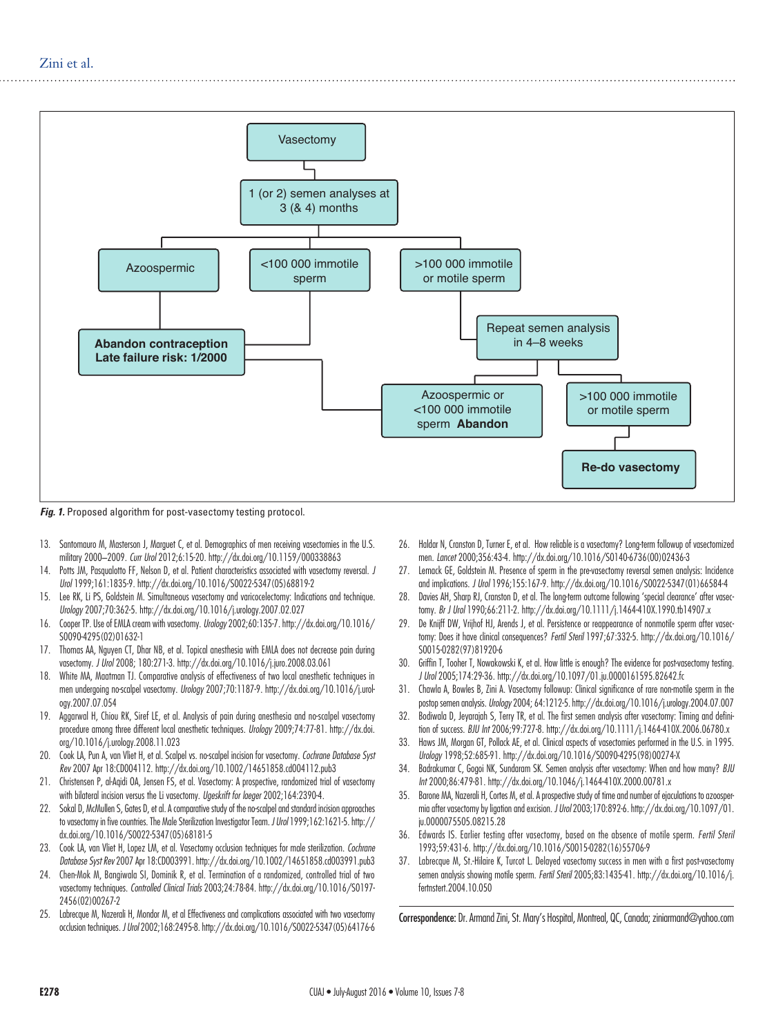Vasectomy

1 (or 2) semen analyses at 3 (& 4) months

Azoospermic

<100 000 immotile sperm

>100 000 immotile or motile sperm

Abandon contraception
Late failure risk: 1/2000

Repeat semen analysis in 4–8 weeks

Azoospermic or <100 000 immotile sperm **Abandon**

>100 000 immotile or motile sperm

**Re-do vasectomy**

***Fig. 1.*** Proposed algorithm for post-vasectomy testing protocol.

13. Santomauro M, Masterson J, Marguet C, et al. Demographics of men receiving vasectomies in the U.S. military 2000–2009. *Curr Urol* 2012;6:15-20. http://dx.doi.org/10.1159/000338863
14. Potts JM, Pasqualotto FF, Nelson D, et al. Patient characteristics associated with vasectomy reversal. *J Urol* 1999;161:1835-9. http://dx.doi.org/10.1016/S0022-5347(05)68819-2
15. Lee RK, Li PS, Goldstein M. Simultaneous vasectomy and varicocelectomy: Indications and technique. *Urology* 2007;70:362-5. http://dx.doi.org/10.1016/j.urology.2007.02.027
16. Cooper TP. Use of EMLA cream with vasectomy. *Urology* 2002;60:135-7. http://dx.doi.org/10.1016/S0090-4295(02)01632-1
17. Thomas AA, Nguyen CT, Dhar NB, et al. Topical anesthesia with EMLA does not decrease pain during vasectomy. *J Urol* 2008; 180:271-3. http://dx.doi.org/10.1016/j.juro.2008.03.061
18. White MA, Maatman TJ. Comparative analysis of effectiveness of two local anesthetic techniques in men undergoing no-scalpel vasectomy. *Urology* 2007;70:1187-9. http://dx.doi.org/10.1016/j.urology.2007.07.054
19. Aggarwal H, Chiou RK, Siref LE, et al. Analysis of pain during anesthesia and no-scalpel vasectomy procedure among three different local anesthetic techniques. *Urology* 2009;74:77-81. http://dx.doi.org/10.1016/j.urology.2008.11.023
20. Cook LA, Pun A, van Vliet H, et al. Scalpel vs. no-scalpel incision for vasectomy. *Cochrane Database Syst Rev* 2007 Apr 18:CD004112. http://dx.doi.org/10.1002/14651858.cd004112.pub3
21. Christensen P, al-Aqidi OA, Jensen FS, et al. Vasectomy: A prospective, randomized trial of vasectomy with bilateral incision versus the Li vasectomy. *Ugeskrift for laeger* 2002;164:2390-4.
22. Sokal D, McMullen S, Gates D, et al. A comparative study of the no-scalpel and standard incision approaches to vasectomy in five countries. The Male Sterilization Investigator Team. *J Urol* 1999;162:1621-5. http://dx.doi.org/10.1016/S0022-5347(05)68181-5
23. Cook LA, van Vliet H, Lopez LM, et al. Vasectomy occlusion techniques for male sterilization. *Cochrane Database Syst Rev* 2007 Apr 18:CD003991. http://dx.doi.org/10.1002/14651858.cd003991.pub3
24. Chen-Mok M, Bangiwala SI, Dominik R, et al. Termination of a randomized, controlled trial of two vasectomy techniques. *Controlled Clinical Trials* 2003;24:78-84. http://dx.doi.org/10.1016/S0197-2456(02)00267-2
25. Labrecque M, Nazerali H, Mondor M, et al Effectiveness and complications associated with two vasectomy occlusion techniques. *J Urol* 2002;168:2495-8. http://dx.doi.org/10.1016/S0022-5347(05)64176-6
26. Haldar N, Cranston D, Turner E, et al. How reliable is a vasectomy? Long-term followup of vasectomized men. *Lancet* 2000;356:43-4. http://dx.doi.org/10.1016/S0140-6736(00)02436-3
27. Lemack GE, Goldstein M. Presence of sperm in the pre-vasectomy reversal semen analysis: Incidence and implications. *J Urol* 1996;155:167-9. http://dx.doi.org/10.1016/S0022-5347(01)66584-4
28. Davies AH, Sharp RJ, Cranston D, et al. The long-term outcome following 'special clearance' after vasectomy. *Br J Urol* 1990;66:211-2. http://dx.doi.org/10.1111/j.1464-410X.1990.tb14907.x
29. De Knijff DW, Vrijhof HJ, Arends J, et al. Persistence or reappearance of nonmotile sperm after vasectomy: Does it have clinical consequences? *Fertil Steril* 1997;67:332-5. http://dx.doi.org/10.1016/S0015-0282(97)81920-6
30. Griffin T, Tooher T, Nowakowski K, et al. How little is enough? The evidence for post-vasectomy testing. *J Urol* 2005;174:29-36. http://dx.doi.org/10.1097/01.ju.0000161595.82642.fc
31. Chawla A, Bowles B, Zini A. Vasectomy followup: Clinical significance of rare non-motile sperm in the postop semen analysis. *Urology* 2004; 64:1212-5. http://dx.doi.org/10.1016/j.urology.2004.07.007
32. Bodiwala D, Jeyarajah S, Terry TR, et al. The first semen analysis after vasectomy: Timing and definition of success. *BJU Int* 2006;99:727-8. http://dx.doi.org/10.1111/j.1464-410X.2006.06780.x
33. Haws JM, Morgan GT, Pollack AE, et al. Clinical aspects of vasectomies performed in the U.S. in 1995. *Urology* 1998;52:685-91. http://dx.doi.org/10.1016/S0090-4295(98)00274-X
34. Badrakumar C, Gogoi NK, Sundaram SK. Semen analysis after vasectomy: When and how many? *BJU Int* 2000;86:479-81. http://dx.doi.org/10.1046/j.1464-410X.2000.00781.x
35. Barone MA, Nazerali H, Cortes M, et al. A prospective study of time and number of ejaculations to azoospermia after vasectomy by ligation and excision. *J Urol* 2003;170:892-6. http://dx.doi.org/10.1097/01.ju.0000075505.08215.28
36. Edwards IS. Earlier testing after vasectomy, based on the absence of motile sperm. *Fertil Steril* 1993;59:431-6. http://dx.doi.org/10.1016/S0015-0282(16)55706-9
37. Labrecque M, St.-Hilaire K, Turcot L. Delayed vasectomy success in men with a first post-vasectomy semen analysis showing motile sperm. *Fertil Steril* 2005;83:1435-41. http://dx.doi.org/10.1016/j.fertnstert.2004.10.050

**Correspondence:** Dr. Armand Zini, St. Mary's Hospital, Montreal, QC, Canada; ziniarmand@yahoo.com